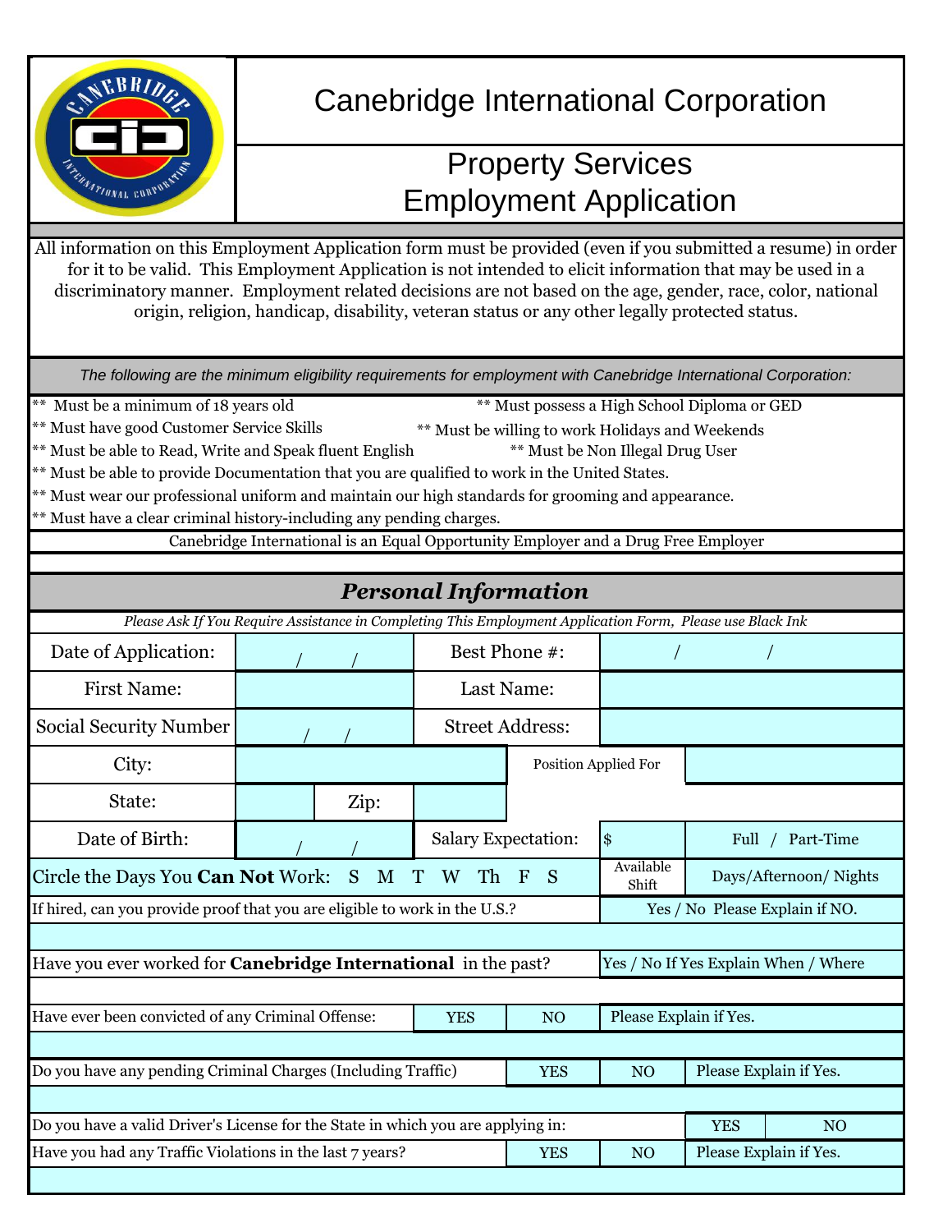# Canebridge International Corporation

## Property Services
## Employment Application

All information on this Employment Application form must be provided (even if you submitted a resume) in order for it to be valid. This Employment Application is not intended to elicit information that may be used in a discriminatory manner. Employment related decisions are not based on the age, gender, race, color, national origin, religion, handicap, disability, veteran status or any other legally protected status.

*The following are the minimum eligibility requirements for employment with Canebridge International Corporation:*

** Must be a minimum of 18 years old
** Must possess a High School Diploma or GED
** Must have good Customer Service Skills
** Must be willing to work Holidays and Weekends
** Must be able to Read, Write and Speak fluent English
** Must be Non Illegal Drug User
** Must be able to provide Documentation that you are qualified to work in the United States.
** Must wear our professional uniform and maintain our high standards for grooming and appearance.
** Must have a clear criminal history-including any pending charges.

Canebridge International is an Equal Opportunity Employer and a Drug Free Employer

## *Personal Information*

*Please Ask If You Require Assistance in Completing This Employment Application Form, Please use Black Ink*

| | | | |
|---|---|---|---|
| Date of Application: | / / | Best Phone #: | / / |
| First Name: | | Last Name: | |
| Social Security Number | / / | Street Address: | |
| City: | | Position Applied For | |
| State: | Zip: | | |
| Date of Birth: | / / | Salary Expectation: | $ Full / Part-Time |
| Circle the Days You **Can Not** Work: S M T W Th F S | | Available Shift | Days/Afternoon/ Nights |

| | |
|---|---|
| If hired, can you provide proof that you are eligible to work in the U.S.? | Yes / No Please Explain if NO. |
| | |
| Have you ever worked for **Canebridge International** in the past? | Yes / No If Yes Explain When / Where |
| | |

| | | | |
|---|---|---|---|
| Have ever been convicted of any Criminal Offense: | YES | NO | Please Explain if Yes. |
| | | | |
| Do you have any pending Criminal Charges (Including Traffic) | YES | NO | Please Explain if Yes. |
| | | | |
| Do you have a valid Driver's License for the State in which you are applying in: | | YES | NO |
| Have you had any Traffic Violations in the last 7 years? | YES | NO | Please Explain if Yes. |
| | | | |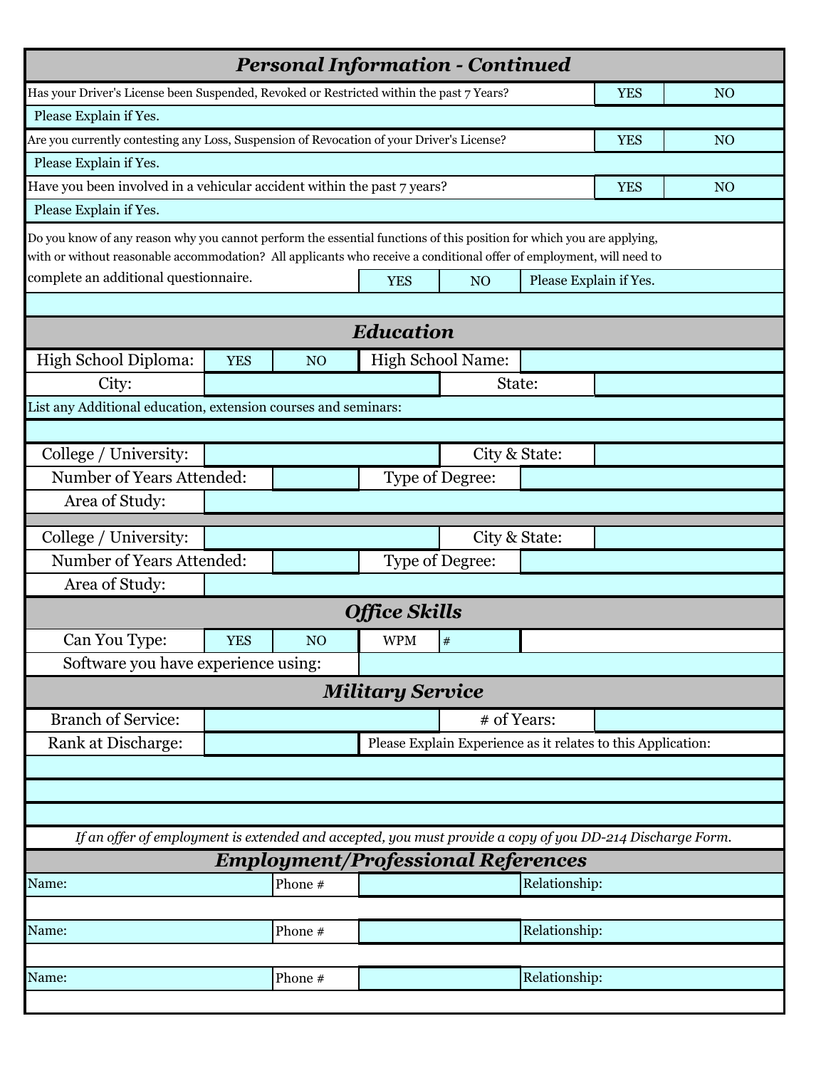## *Personal Information - Continued*

| | | |
|---|---|---|
| Has your Driver's License been Suspended, Revoked or Restricted within the past 7 Years? | YES | NO |
| Please Explain if Yes. | | |
| Are you currently contesting any Loss, Suspension of Revocation of your Driver's License? | YES | NO |
| Please Explain if Yes. | | |
| Have you been involved in a vehicular accident within the past 7 years? | YES | NO |
| Please Explain if Yes. | | |

Do you know of any reason why you cannot perform the essential functions of this position for which you are applying, with or without reasonable accommodation? All applicants who receive a conditional offer of employment, will need to complete an additional questionnaire.

| YES | NO | Please Explain if Yes. |
|---|---|---|
| | | |

## *Education*

| | | | | |
|---|---|---|---|---|
| High School Diploma: | YES | NO | High School Name: | |
| City: | | | State: | |

List any Additional education, extension courses and seminars:

| | | | |
|---|---|---|---|
| College / University: | | City & State: | |
| Number of Years Attended: | | Type of Degree: | |
| Area of Study: | | | |

| | | | |
|---|---|---|---|
| College / University: | | City & State: | |
| Number of Years Attended: | | Type of Degree: | |
| Area of Study: | | | |

## *Office Skills*

| | | | | |
|---|---|---|---|---|
| Can You Type: | YES | NO | WPM | # |
| Software you have experience using: | | | | |

## *Military Service*

| | | | |
|---|---|---|---|
| Branch of Service: | | # of Years: | |
| Rank at Discharge: | | Please Explain Experience as it relates to this Application: | |

*If an offer of employment is extended and accepted, you must provide a copy of you DD-214 Discharge Form.*

## *Employment/Professional References*

| | | | |
|---|---|---|---|
| Name: | Phone # | | Relationship: |
| | | | |
| Name: | Phone # | | Relationship: |
| | | | |
| Name: | Phone # | | Relationship: |
| | | | |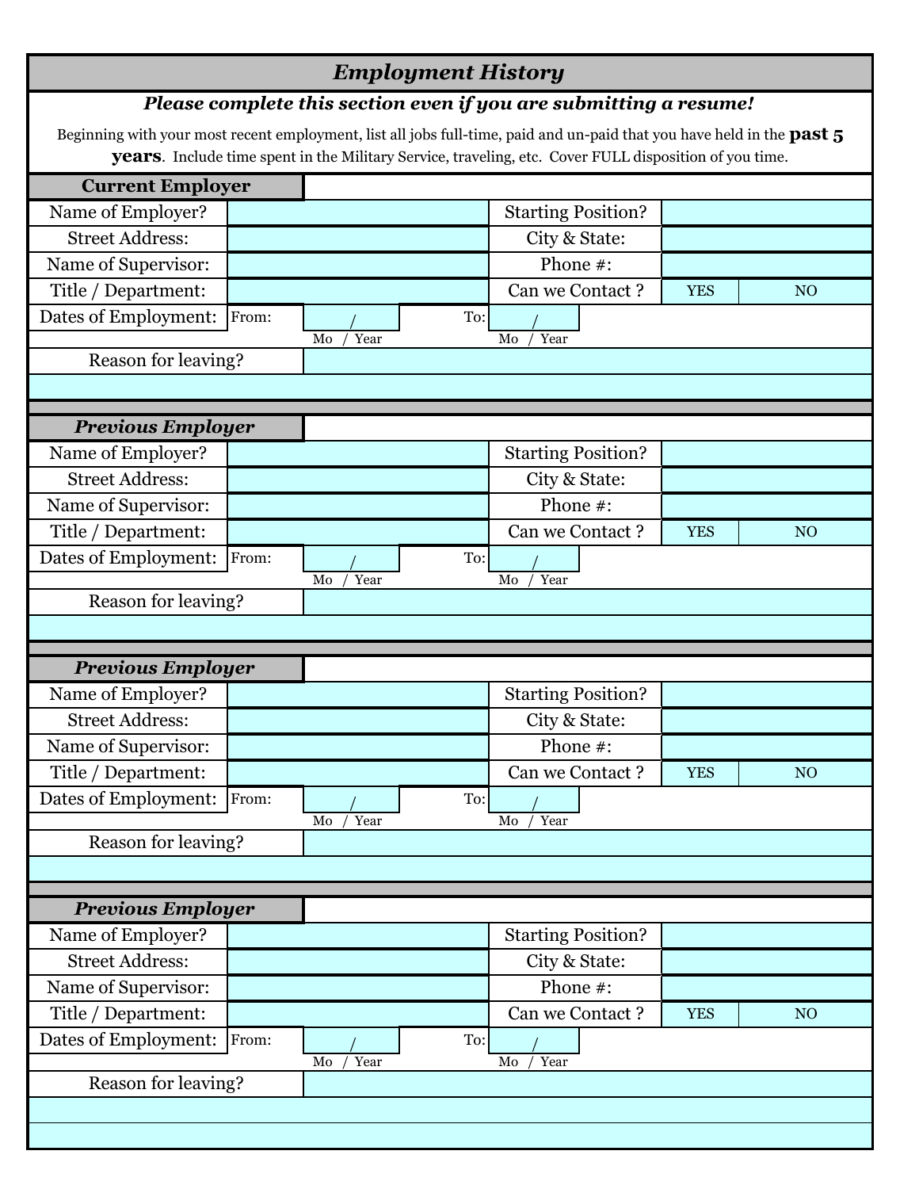## *Employment History*

***Please complete this section even if you are submitting a resume!***

Beginning with your most recent employment, list all jobs full-time, paid and un-paid that you have held in the **past 5 years**. Include time spent in the Military Service, traveling, etc. Cover FULL disposition of you time.

### Current Employer

| | | | | |
|---|---|---|---|---|
| Name of Employer? | | Starting Position? | | |
| Street Address: | | City & State: | | |
| Name of Supervisor: | | Phone #: | | |
| Title / Department: | | Can we Contact ? | YES | NO |
| Dates of Employment: | From: / (Mo / Year) | To: / (Mo / Year) | | |
| Reason for leaving? | | | | |

### *Previous Employer*

| | | | | |
|---|---|---|---|---|
| Name of Employer? | | Starting Position? | | |
| Street Address: | | City & State: | | |
| Name of Supervisor: | | Phone #: | | |
| Title / Department: | | Can we Contact ? | YES | NO |
| Dates of Employment: | From: / (Mo / Year) | To: / (Mo / Year) | | |
| Reason for leaving? | | | | |

### *Previous Employer*

| | | | | |
|---|---|---|---|---|
| Name of Employer? | | Starting Position? | | |
| Street Address: | | City & State: | | |
| Name of Supervisor: | | Phone #: | | |
| Title / Department: | | Can we Contact ? | YES | NO |
| Dates of Employment: | From: / (Mo / Year) | To: / (Mo / Year) | | |
| Reason for leaving? | | | | |

### *Previous Employer*

| | | | | |
|---|---|---|---|---|
| Name of Employer? | | Starting Position? | | |
| Street Address: | | City & State: | | |
| Name of Supervisor: | | Phone #: | | |
| Title / Department: | | Can we Contact ? | YES | NO |
| Dates of Employment: | From: / (Mo / Year) | To: / (Mo / Year) | | |
| Reason for leaving? | | | | |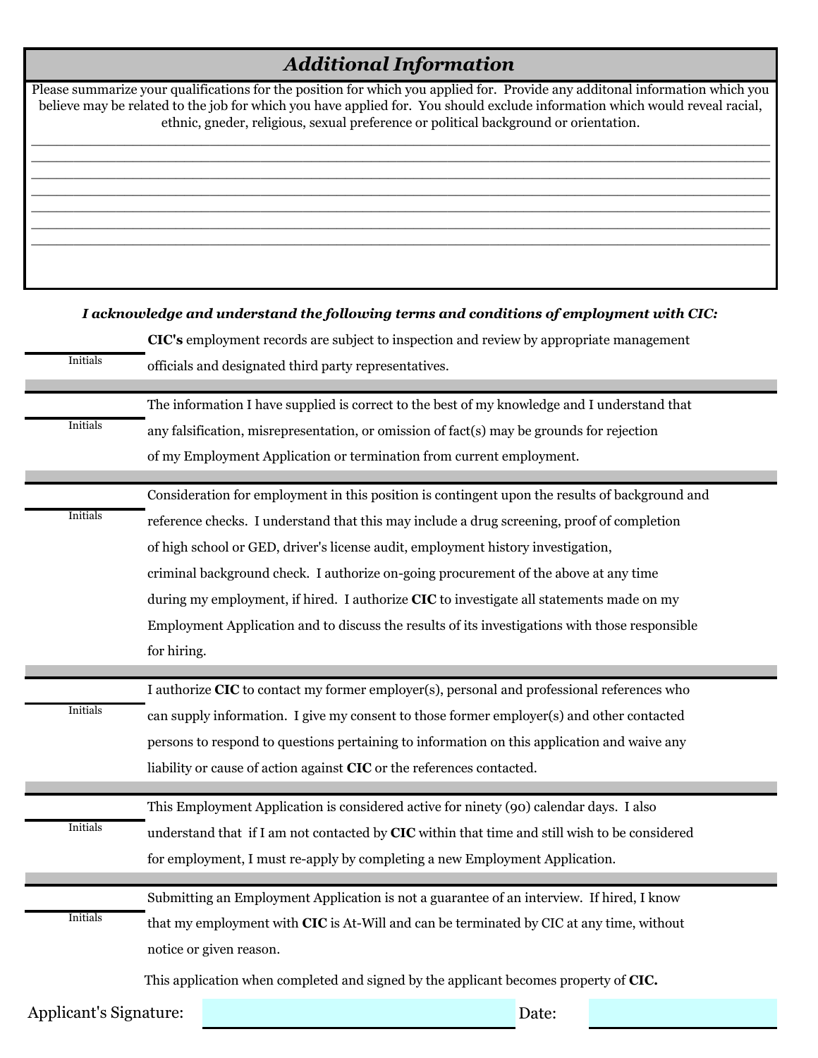## *Additional Information*

Please summarize your qualifications for the position for which you applied for. Provide any additonal information which you believe may be related to the job for which you have applied for. You should exclude information which would reveal racial, ethnic, gneder, religious, sexual preference or political background or orientation.

_______________________________________________________________________________

_______________________________________________________________________________

_______________________________________________________________________________

_______________________________________________________________________________

_______________________________________________________________________________

_______________________________________________________________________________

_______________________________________________________________________________

***I acknowledge and understand the following terms and conditions of employment with CIC:***

_______________ Initials

**CIC's** employment records are subject to inspection and review by appropriate management officials and designated third party representatives.

_______________ Initials

The information I have supplied is correct to the best of my knowledge and I understand that any falsification, misrepresentation, or omission of fact(s) may be grounds for rejection of my Employment Application or termination from current employment.

_______________ Initials

Consideration for employment in this position is contingent upon the results of background and reference checks. I understand that this may include a drug screening, proof of completion of high school or GED, driver's license audit, employment history investigation, criminal background check. I authorize on-going procurement of the above at any time during my employment, if hired. I authorize **CIC** to investigate all statements made on my Employment Application and to discuss the results of its investigations with those responsible for hiring.

_______________ Initials

I authorize **CIC** to contact my former employer(s), personal and professional references who can supply information. I give my consent to those former employer(s) and other contacted persons to respond to questions pertaining to information on this application and waive any liability or cause of action against **CIC** or the references contacted.

_______________ Initials

This Employment Application is considered active for ninety (90) calendar days. I also understand that if I am not contacted by **CIC** within that time and still wish to be considered for employment, I must re-apply by completing a new Employment Application.

_______________ Initials

Submitting an Employment Application is not a guarantee of an interview. If hired, I know that my employment with **CIC** is At-Will and can be terminated by CIC at any time, without notice or given reason.

This application when completed and signed by the applicant becomes property of **CIC.**

Applicant's Signature: ______________________________ Date: ______________